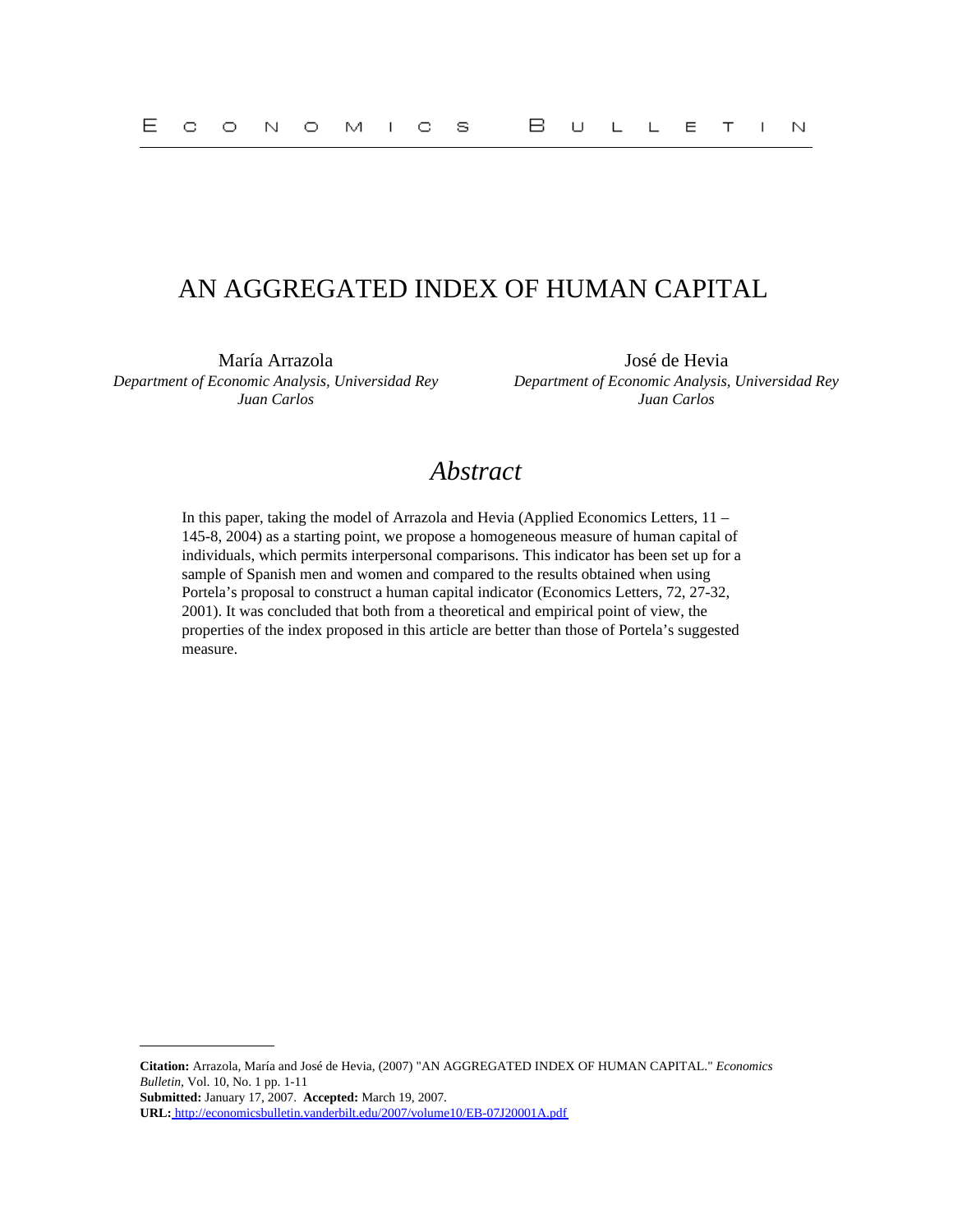# AN AGGREGATED INDEX OF HUMAN CAPITAL

María Arrazola
*Department of Economic Analysis, Universidad Rey Juan Carlos*

José de Hevia
*Department of Economic Analysis, Universidad Rey Juan Carlos*

## *Abstract*

In this paper, taking the model of Arrazola and Hevia (Applied Economics Letters, 11 – 145-8, 2004) as a starting point, we propose a homogeneous measure of human capital of individuals, which permits interpersonal comparisons. This indicator has been set up for a sample of Spanish men and women and compared to the results obtained when using Portela's proposal to construct a human capital indicator (Economics Letters, 72, 27-32, 2001). It was concluded that both from a theoretical and empirical point of view, the properties of the index proposed in this article are better than those of Portela's suggested measure.

---

**Citation:** Arrazola, María and José de Hevia, (2007) "AN AGGREGATED INDEX OF HUMAN CAPITAL." *Economics Bulletin*, Vol. 10, No. 1 pp. 1-11
**Submitted:** January 17, 2007. **Accepted:** March 19, 2007.
**URL:** http://economicsbulletin.vanderbilt.edu/2007/volume10/EB-07J20001A.pdf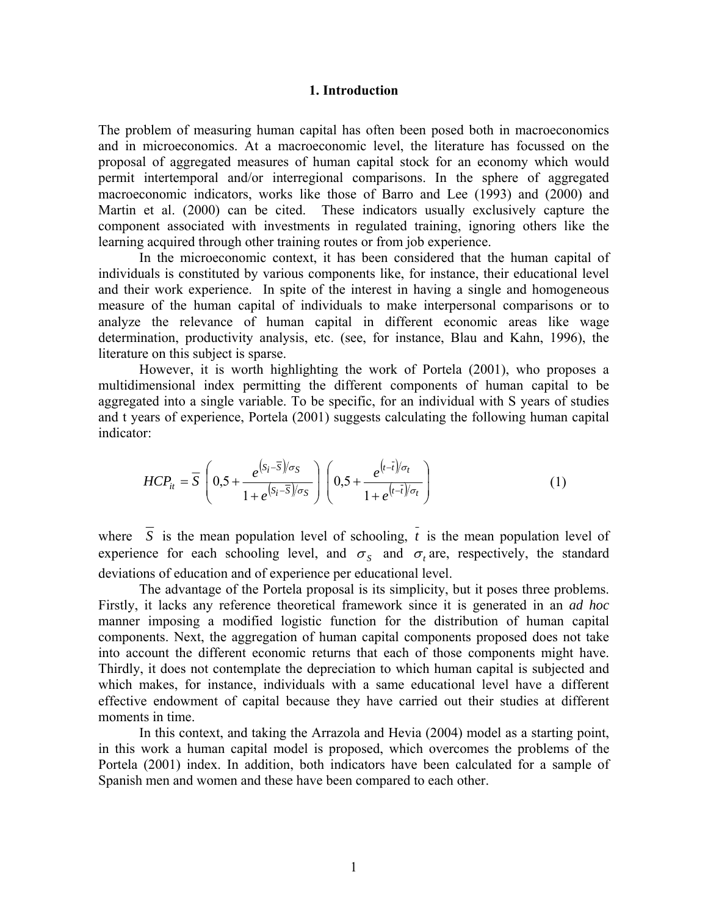# 1. Introduction

The problem of measuring human capital has often been posed both in macroeconomics and in microeconomics. At a macroeconomic level, the literature has focussed on the proposal of aggregated measures of human capital stock for an economy which would permit intertemporal and/or interregional comparisons. In the sphere of aggregated macroeconomic indicators, works like those of Barro and Lee (1993) and (2000) and Martin et al. (2000) can be cited. These indicators usually exclusively capture the component associated with investments in regulated training, ignoring others like the learning acquired through other training routes or from job experience.

In the microeconomic context, it has been considered that the human capital of individuals is constituted by various components like, for instance, their educational level and their work experience. In spite of the interest in having a single and homogeneous measure of the human capital of individuals to make interpersonal comparisons or to analyze the relevance of human capital in different economic areas like wage determination, productivity analysis, etc. (see, for instance, Blau and Kahn, 1996), the literature on this subject is sparse.

However, it is worth highlighting the work of Portela (2001), who proposes a multidimensional index permitting the different components of human capital to be aggregated into a single variable. To be specific, for an individual with S years of studies and t years of experience, Portela (2001) suggests calculating the following human capital indicator:

$$HCP_{it} = \overline{S} \left( 0{,}5 + \frac{e^{\left(S_i - \overline{S}\right)/\sigma_S}}{1 + e^{\left(S_i - \overline{S}\right)/\sigma_S}} \right) \left( 0{,}5 + \frac{e^{\left(t - \bar{t}\right)/\sigma_t}}{1 + e^{\left(t - \bar{t}\right)/\sigma_t}} \right) \tag{1}$$

where $\overline{S}$ is the mean population level of schooling, $\bar{t}$ is the mean population level of experience for each schooling level, and $\sigma_S$ and $\sigma_t$ are, respectively, the standard deviations of education and of experience per educational level.

The advantage of the Portela proposal is its simplicity, but it poses three problems. Firstly, it lacks any reference theoretical framework since it is generated in an *ad hoc* manner imposing a modified logistic function for the distribution of human capital components. Next, the aggregation of human capital components proposed does not take into account the different economic returns that each of those components might have. Thirdly, it does not contemplate the depreciation to which human capital is subjected and which makes, for instance, individuals with a same educational level have a different effective endowment of capital because they have carried out their studies at different moments in time.

In this context, and taking the Arrazola and Hevia (2004) model as a starting point, in this work a human capital model is proposed, which overcomes the problems of the Portela (2001) index. In addition, both indicators have been calculated for a sample of Spanish men and women and these have been compared to each other.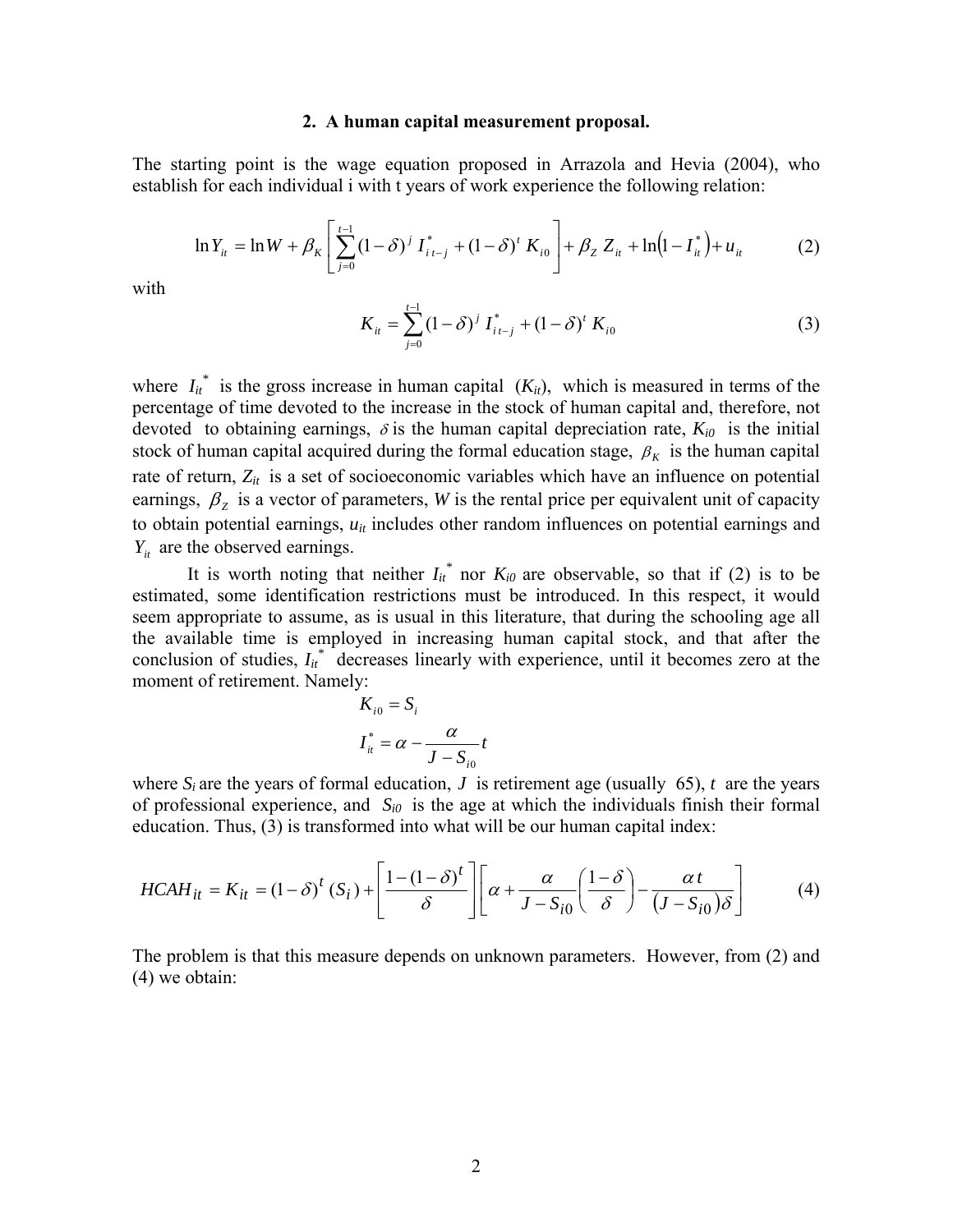## 2. A human capital measurement proposal.

The starting point is the wage equation proposed in Arrazola and Hevia (2004), who establish for each individual i with t years of work experience the following relation:

$$\ln Y_{it} = \ln W + \beta_K \left[ \sum_{j=0}^{t-1} (1-\delta)^j \, I^*_{i\,t-j} + (1-\delta)^t \, K_{i0} \right] + \beta_Z \, Z_{it} + \ln\left(1 - I^*_{it}\right) + u_{it} \tag{2}$$

with

$$K_{it} = \sum_{j=0}^{t-1} (1-\delta)^j \, I^*_{i\,t-j} + (1-\delta)^t \, K_{i0} \tag{3}$$

where $I_{it}^*$ is the gross increase in human capital ($K_{it}$), which is measured in terms of the percentage of time devoted to the increase in the stock of human capital and, therefore, not devoted to obtaining earnings, $\delta$ is the human capital depreciation rate, $K_{i0}$ is the initial stock of human capital acquired during the formal education stage, $\beta_K$ is the human capital rate of return, $Z_{it}$ is a set of socioeconomic variables which have an influence on potential earnings, $\beta_Z$ is a vector of parameters, $W$ is the rental price per equivalent unit of capacity to obtain potential earnings, $u_{it}$ includes other random influences on potential earnings and $Y_{it}$ are the observed earnings.

It is worth noting that neither $I_{it}^*$ nor $K_{i0}$ are observable, so that if (2) is to be estimated, some identification restrictions must be introduced. In this respect, it would seem appropriate to assume, as is usual in this literature, that during the schooling age all the available time is employed in increasing human capital stock, and that after the conclusion of studies, $I_{it}^*$ decreases linearly with experience, until it becomes zero at the moment of retirement. Namely:

$$K_{i0} = S_i$$

$$I^*_{it} = \alpha - \frac{\alpha}{J - S_{i0}} t$$

where $S_i$ are the years of formal education, $J$ is retirement age (usually 65), $t$ are the years of professional experience, and $S_{i0}$ is the age at which the individuals finish their formal education. Thus, (3) is transformed into what will be our human capital index:

$$HCAH_{it} = K_{it} = (1-\delta)^t \, (S_i) + \left[ \frac{1-(1-\delta)^t}{\delta} \right] \left[ \alpha + \frac{\alpha}{J - S_{i0}} \left( \frac{1-\delta}{\delta} \right) - \frac{\alpha \, t}{\left(J - S_{i0}\right)\delta} \right] \tag{4}$$

The problem is that this measure depends on unknown parameters. However, from (2) and (4) we obtain: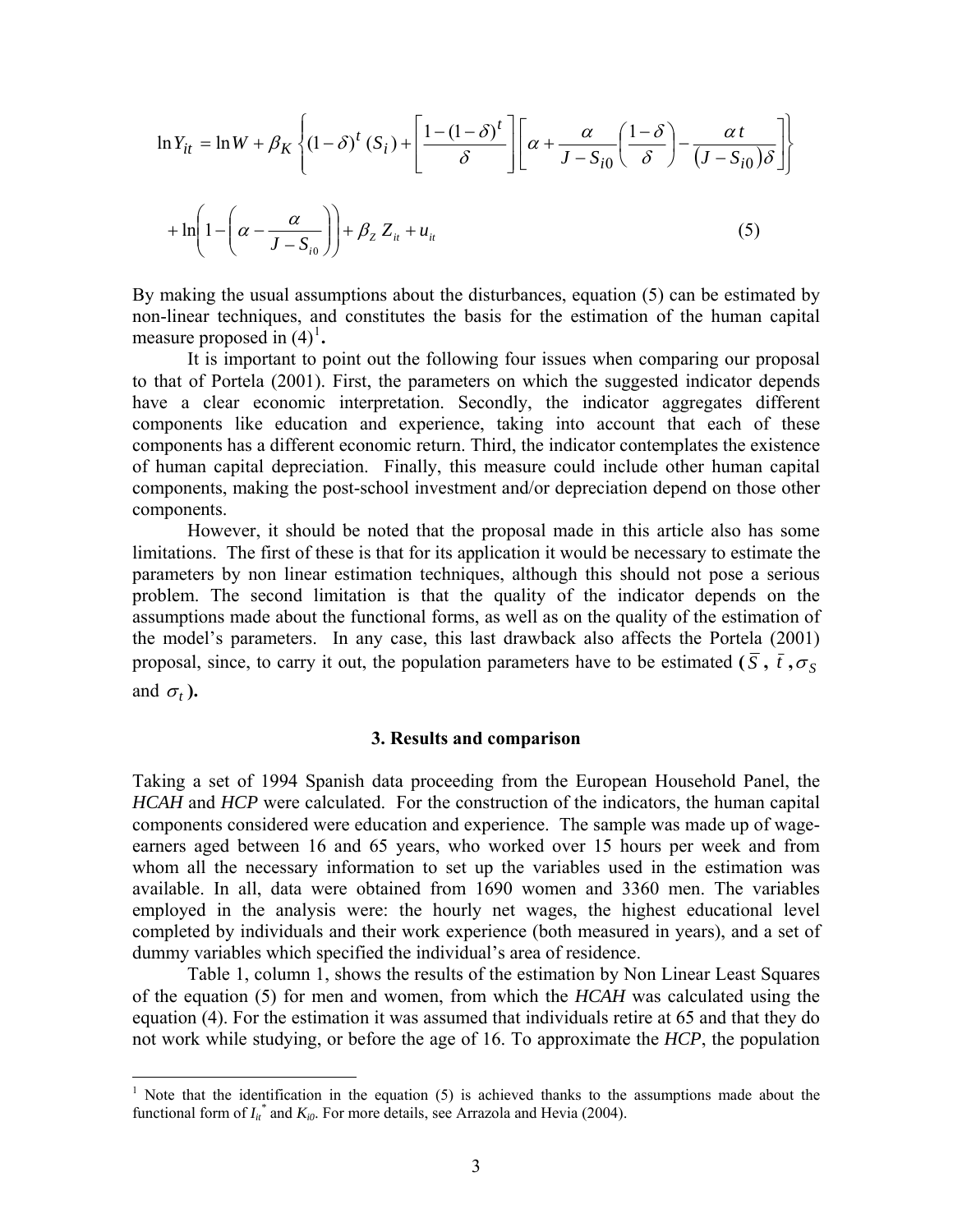$$\ln Y_{it} = \ln W + \beta_K \left\{ (1-\delta)^t (S_i) + \left[ \frac{1-(1-\delta)^t}{\delta} \right] \left[ \alpha + \frac{\alpha}{J - S_{i0}} \left( \frac{1-\delta}{\delta} \right) - \frac{\alpha t}{(J - S_{i0})\delta} \right] \right\}$$

$$+ \ln\left( 1 - \left( \alpha - \frac{\alpha}{J - S_{i0}} \right) \right) + \beta_Z Z_{it} + u_{it} \tag{5}$$

By making the usual assumptions about the disturbances, equation (5) can be estimated by non-linear techniques, and constitutes the basis for the estimation of the human capital measure proposed in (4)[1].

It is important to point out the following four issues when comparing our proposal to that of Portela (2001). First, the parameters on which the suggested indicator depends have a clear economic interpretation. Secondly, the indicator aggregates different components like education and experience, taking into account that each of these components has a different economic return. Third, the indicator contemplates the existence of human capital depreciation. Finally, this measure could include other human capital components, making the post-school investment and/or depreciation depend on those other components.

However, it should be noted that the proposal made in this article also has some limitations. The first of these is that for its application it would be necessary to estimate the parameters by non linear estimation techniques, although this should not pose a serious problem. The second limitation is that the quality of the indicator depends on the assumptions made about the functional forms, as well as on the quality of the estimation of the model's parameters. In any case, this last drawback also affects the Portela (2001) proposal, since, to carry it out, the population parameters have to be estimated **($\bar{S}$, $\bar{t}$, $\sigma_S$ and $\sigma_t$).**

### 3. Results and comparison

Taking a set of 1994 Spanish data proceeding from the European Household Panel, the *HCAH* and *HCP* were calculated. For the construction of the indicators, the human capital components considered were education and experience. The sample was made up of wage-earners aged between 16 and 65 years, who worked over 15 hours per week and from whom all the necessary information to set up the variables used in the estimation was available. In all, data were obtained from 1690 women and 3360 men. The variables employed in the analysis were: the hourly net wages, the highest educational level completed by individuals and their work experience (both measured in years), and a set of dummy variables which specified the individual's area of residence.

Table 1, column 1, shows the results of the estimation by Non Linear Least Squares of the equation (5) for men and women, from which the *HCAH* was calculated using the equation (4). For the estimation it was assumed that individuals retire at 65 and that they do not work while studying, or before the age of 16. To approximate the *HCP*, the population

---

[1] Note that the identification in the equation (5) is achieved thanks to the assumptions made about the functional form of $I_{it}^*$ and $K_{i0}$. For more details, see Arrazola and Hevia (2004).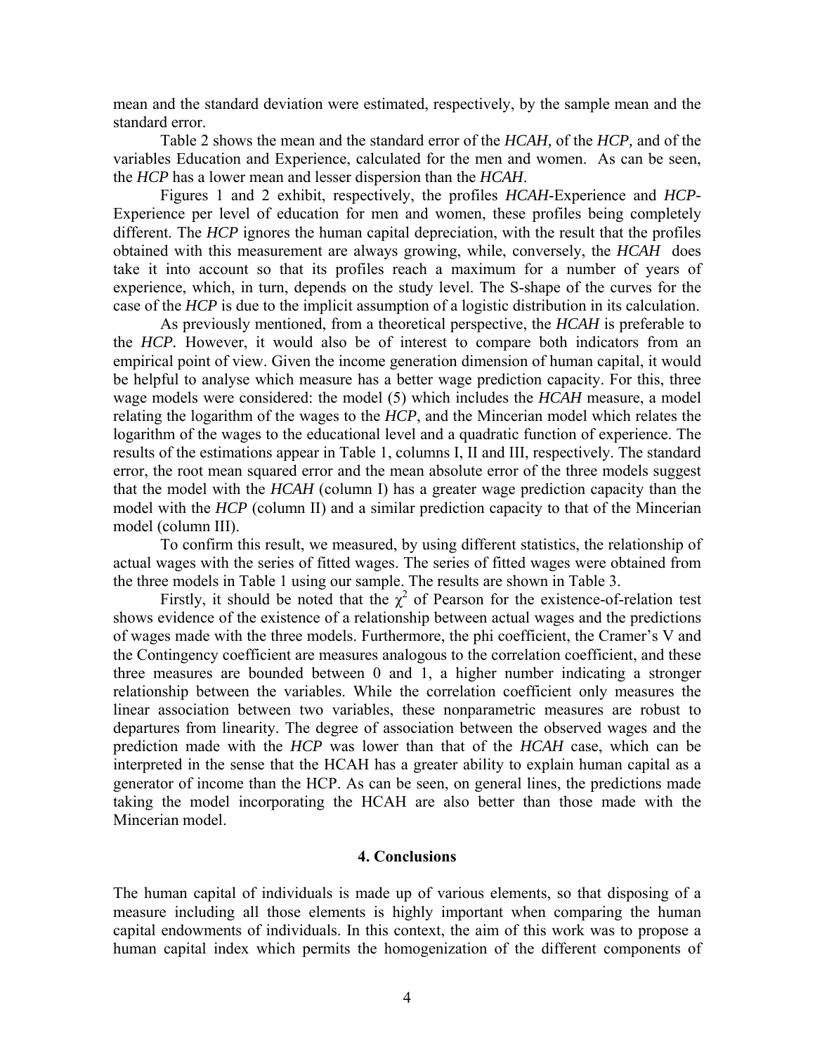mean and the standard deviation were estimated, respectively, by the sample mean and the standard error.

Table 2 shows the mean and the standard error of the *HCAH*, of the *HCP*, and of the variables Education and Experience, calculated for the men and women. As can be seen, the *HCP* has a lower mean and lesser dispersion than the *HCAH*.

Figures 1 and 2 exhibit, respectively, the profiles *HCAH*-Experience and *HCP*-Experience per level of education for men and women, these profiles being completely different. The *HCP* ignores the human capital depreciation, with the result that the profiles obtained with this measurement are always growing, while, conversely, the *HCAH* does take it into account so that its profiles reach a maximum for a number of years of experience, which, in turn, depends on the study level. The S-shape of the curves for the case of the *HCP* is due to the implicit assumption of a logistic distribution in its calculation.

As previously mentioned, from a theoretical perspective, the *HCAH* is preferable to the *HCP*. However, it would also be of interest to compare both indicators from an empirical point of view. Given the income generation dimension of human capital, it would be helpful to analyse which measure has a better wage prediction capacity. For this, three wage models were considered: the model (5) which includes the *HCAH* measure, a model relating the logarithm of the wages to the *HCP*, and the Mincerian model which relates the logarithm of the wages to the educational level and a quadratic function of experience. The results of the estimations appear in Table 1, columns I, II and III, respectively. The standard error, the root mean squared error and the mean absolute error of the three models suggest that the model with the *HCAH* (column I) has a greater wage prediction capacity than the model with the *HCP* (column II) and a similar prediction capacity to that of the Mincerian model (column III).

To confirm this result, we measured, by using different statistics, the relationship of actual wages with the series of fitted wages. The series of fitted wages were obtained from the three models in Table 1 using our sample. The results are shown in Table 3.

Firstly, it should be noted that the $\chi^2$ of Pearson for the existence-of-relation test shows evidence of the existence of a relationship between actual wages and the predictions of wages made with the three models. Furthermore, the phi coefficient, the Cramer's V and the Contingency coefficient are measures analogous to the correlation coefficient, and these three measures are bounded between 0 and 1, a higher number indicating a stronger relationship between the variables. While the correlation coefficient only measures the linear association between two variables, these nonparametric measures are robust to departures from linearity. The degree of association between the observed wages and the prediction made with the *HCP* was lower than that of the *HCAH* case, which can be interpreted in the sense that the HCAH has a greater ability to explain human capital as a generator of income than the HCP. As can be seen, on general lines, the predictions made taking the model incorporating the HCAH are also better than those made with the Mincerian model.

## 4. Conclusions

The human capital of individuals is made up of various elements, so that disposing of a measure including all those elements is highly important when comparing the human capital endowments of individuals. In this context, the aim of this work was to propose a human capital index which permits the homogenization of the different components of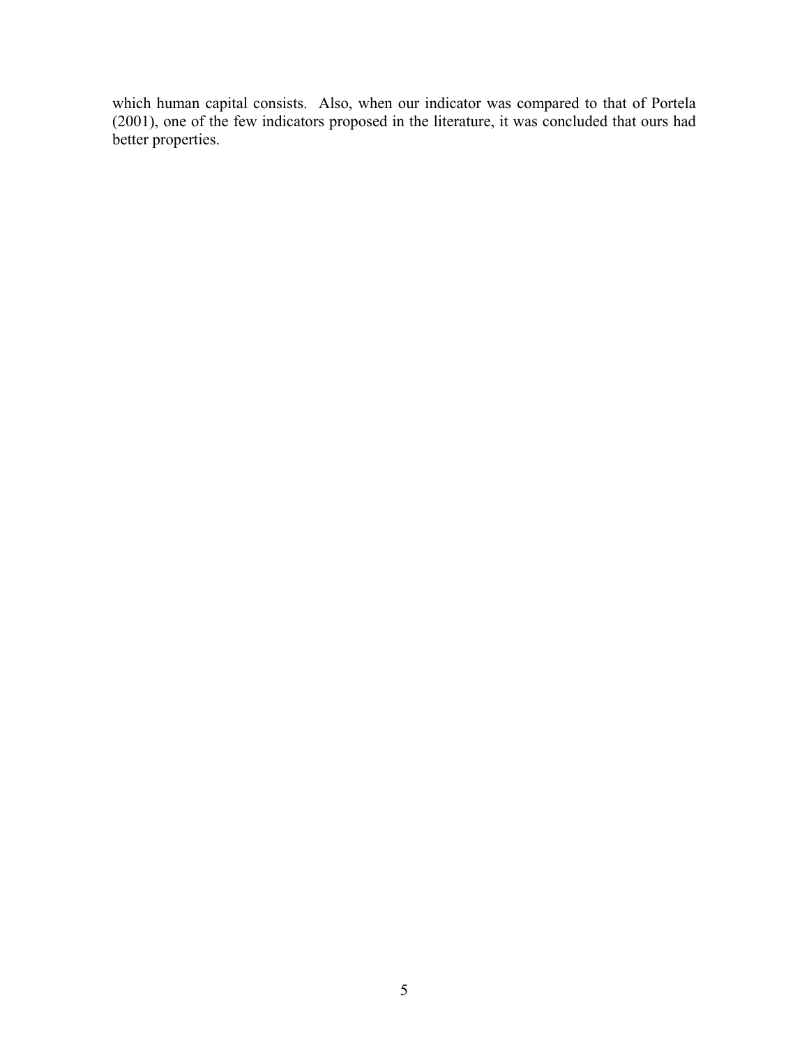which human capital consists. Also, when our indicator was compared to that of Portela (2001), one of the few indicators proposed in the literature, it was concluded that ours had better properties.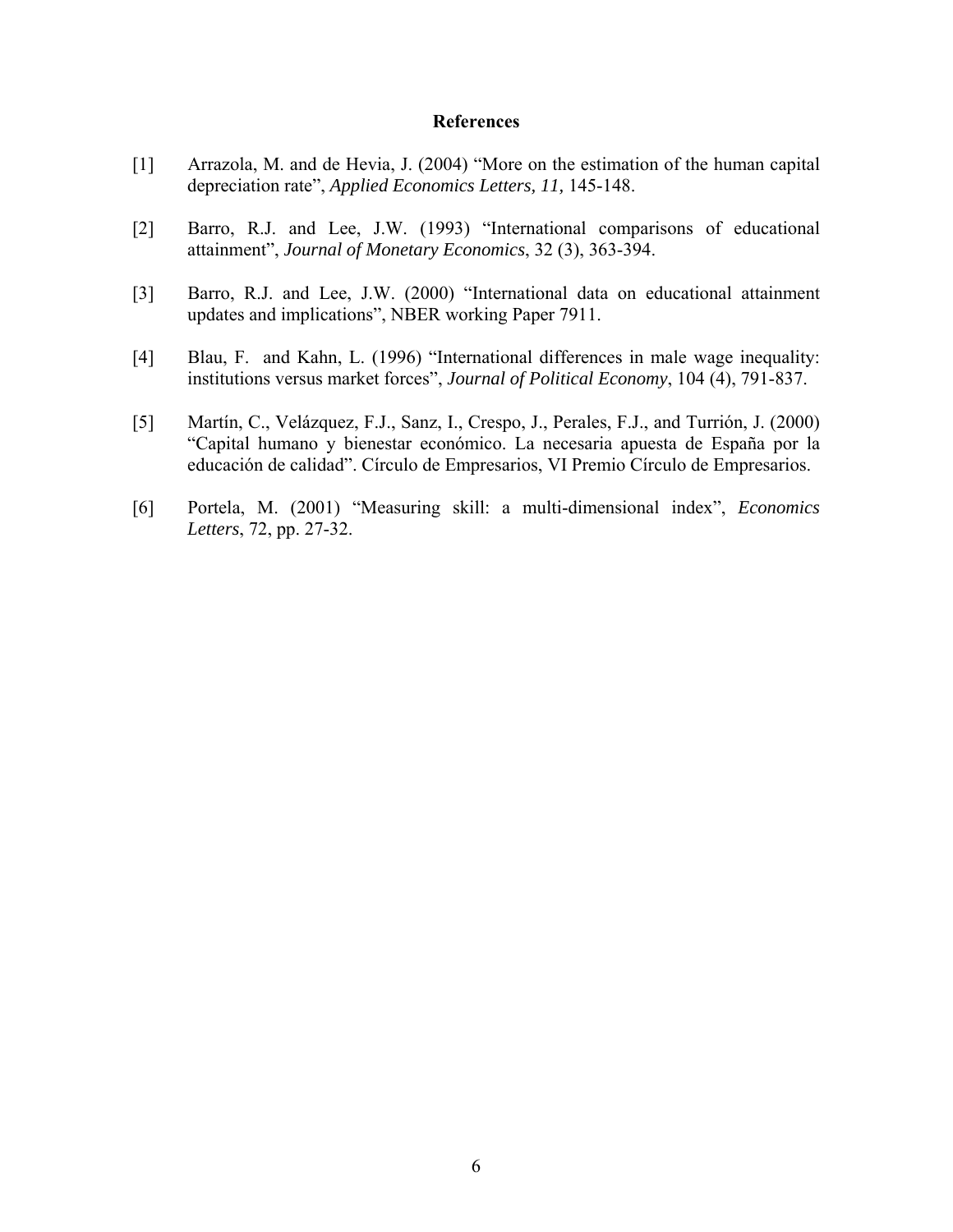## References

[1] Arrazola, M. and de Hevia, J. (2004) "More on the estimation of the human capital depreciation rate", *Applied Economics Letters, 11,* 145-148.

[2] Barro, R.J. and Lee, J.W. (1993) "International comparisons of educational attainment", *Journal of Monetary Economics*, 32 (3), 363-394.

[3] Barro, R.J. and Lee, J.W. (2000) "International data on educational attainment updates and implications", NBER working Paper 7911.

[4] Blau, F. and Kahn, L. (1996) "International differences in male wage inequality: institutions versus market forces", *Journal of Political Economy*, 104 (4), 791-837.

[5] Martín, C., Velázquez, F.J., Sanz, I., Crespo, J., Perales, F.J., and Turrión, J. (2000) "Capital humano y bienestar económico. La necesaria apuesta de España por la educación de calidad". Círculo de Empresarios, VI Premio Círculo de Empresarios.

[6] Portela, M. (2001) "Measuring skill: a multi-dimensional index", *Economics Letters*, 72, pp. 27-32.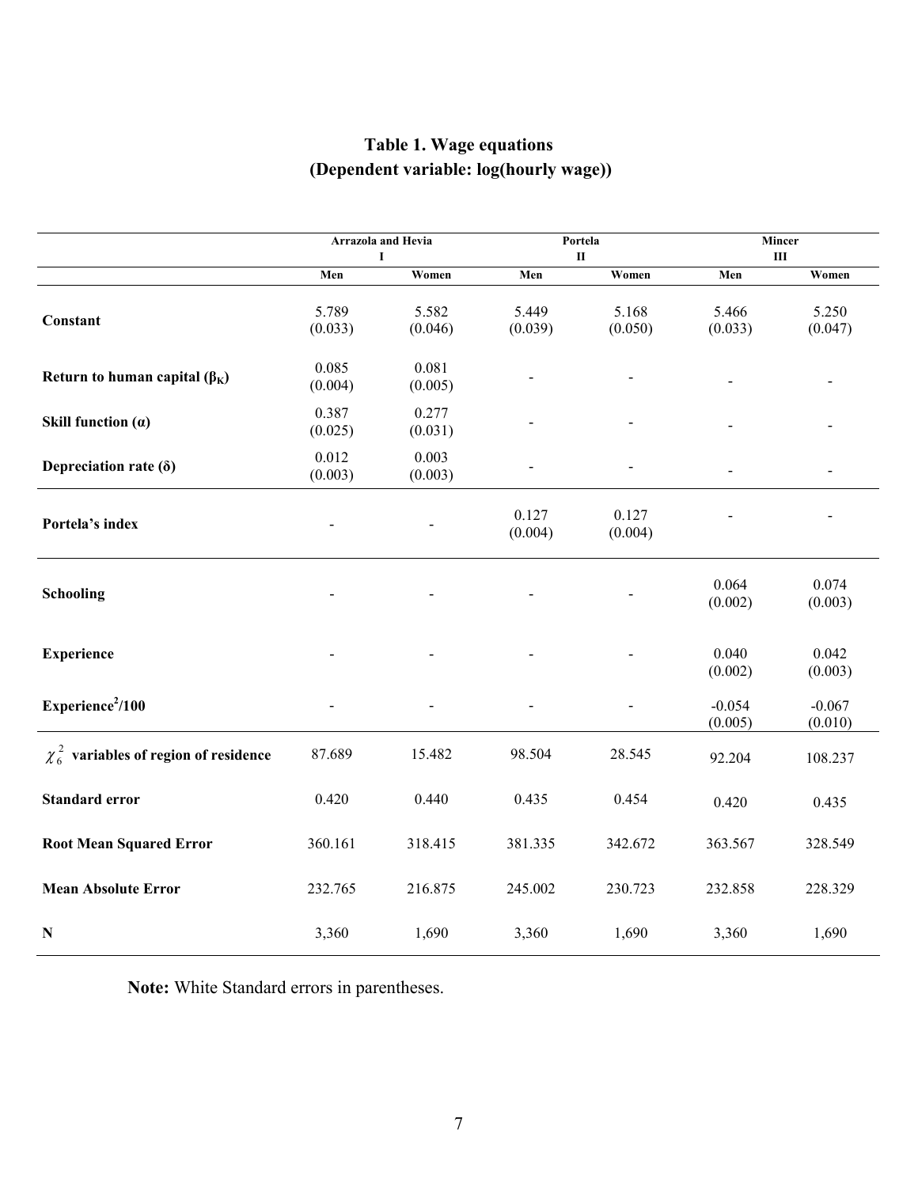# Table 1. Wage equations
## (Dependent variable: log(hourly wage))

| | Arrazola and Hevia I | | Portela II | | Mincer III | |
|---|---|---|---|---|---|---|
| | Men | Women | Men | Women | Men | Women |
| **Constant** | 5.789 (0.033) | 5.582 (0.046) | 5.449 (0.039) | 5.168 (0.050) | 5.466 (0.033) | 5.250 (0.047) |
| **Return to human capital ($\beta_K$)** | 0.085 (0.004) | 0.081 (0.005) | - | - | - | - |
| **Skill function ($\alpha$)** | 0.387 (0.025) | 0.277 (0.031) | - | - | - | - |
| **Depreciation rate ($\delta$)** | 0.012 (0.003) | 0.003 (0.003) | - | - | - | - |
| **Portela's index** | - | - | 0.127 (0.004) | 0.127 (0.004) | - | - |
| **Schooling** | - | - | - | - | 0.064 (0.002) | 0.074 (0.003) |
| **Experience** | - | - | - | - | 0.040 (0.002) | 0.042 (0.003) |
| **Experience$^2$/100** | - | - | - | - | -0.054 (0.005) | -0.067 (0.010) |
| $\chi^2_6$ **variables of region of residence** | 87.689 | 15.482 | 98.504 | 28.545 | 92.204 | 108.237 |
| **Standard error** | 0.420 | 0.440 | 0.435 | 0.454 | 0.420 | 0.435 |
| **Root Mean Squared Error** | 360.161 | 318.415 | 381.335 | 342.672 | 363.567 | 328.549 |
| **Mean Absolute Error** | 232.765 | 216.875 | 245.002 | 230.723 | 232.858 | 228.329 |
| **N** | 3,360 | 1,690 | 3,360 | 1,690 | 3,360 | 1,690 |

**Note:** White Standard errors in parentheses.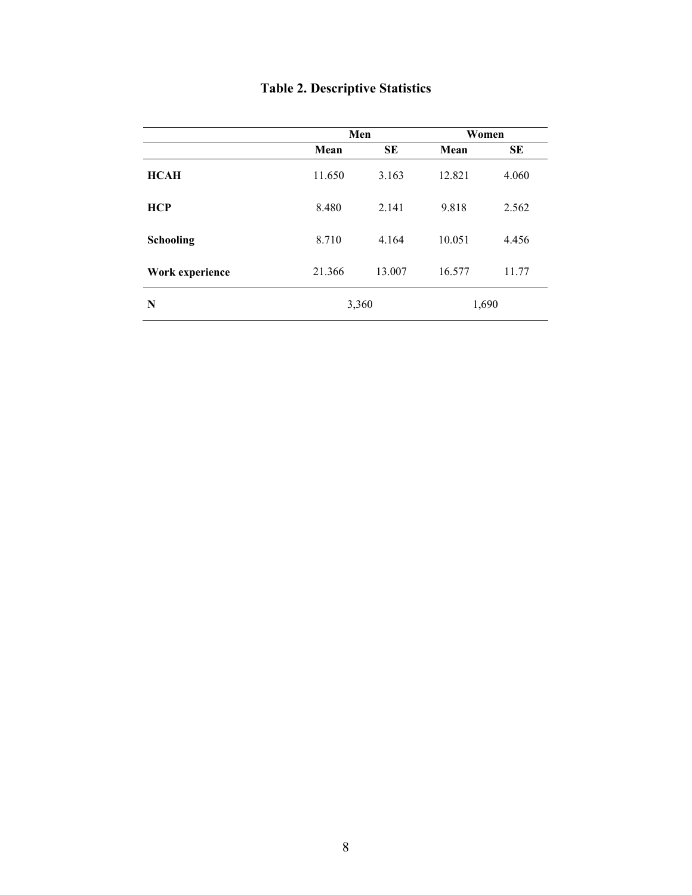**Table 2. Descriptive Statistics**

| | Men | | Women | |
|---|---|---|---|---|
| | **Mean** | **SE** | **Mean** | **SE** |
| **HCAH** | 11.650 | 3.163 | 12.821 | 4.060 |
| **HCP** | 8.480 | 2.141 | 9.818 | 2.562 |
| **Schooling** | 8.710 | 4.164 | 10.051 | 4.456 |
| **Work experience** | 21.366 | 13.007 | 16.577 | 11.77 |
| **N** | 3,360 | | 1,690 | |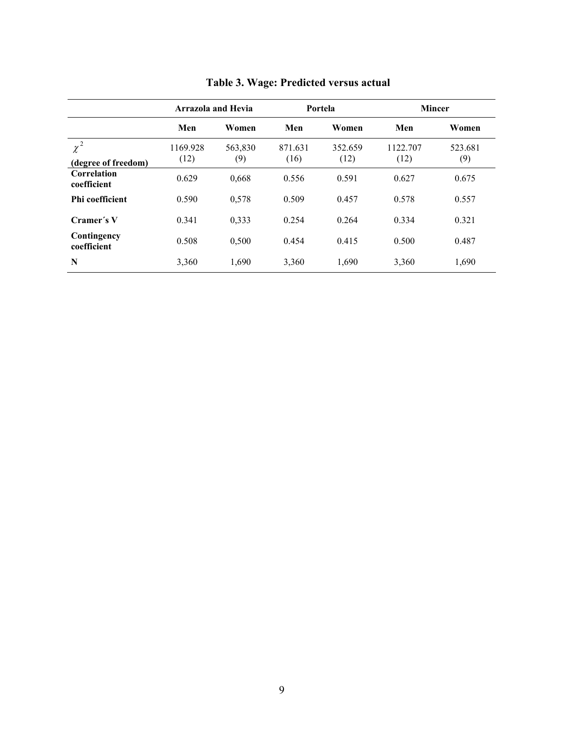**Table 3. Wage: Predicted versus actual**

| | Arrazola and Hevia | | Portela | | Mincer | |
|---|---|---|---|---|---|---|
| | **Men** | **Women** | **Men** | **Women** | **Men** | **Women** |
| $\chi^2$ (degree of freedom) | 1169.928 (12) | 563,830 (9) | 871.631 (16) | 352.659 (12) | 1122.707 (12) | 523.681 (9) |
| **Correlation coefficient** | 0.629 | 0,668 | 0.556 | 0.591 | 0.627 | 0.675 |
| **Phi coefficient** | 0.590 | 0,578 | 0.509 | 0.457 | 0.578 | 0.557 |
| **Cramer´s V** | 0.341 | 0,333 | 0.254 | 0.264 | 0.334 | 0.321 |
| **Contingency coefficient** | 0.508 | 0,500 | 0.454 | 0.415 | 0.500 | 0.487 |
| **N** | 3,360 | 1,690 | 3,360 | 1,690 | 3,360 | 1,690 |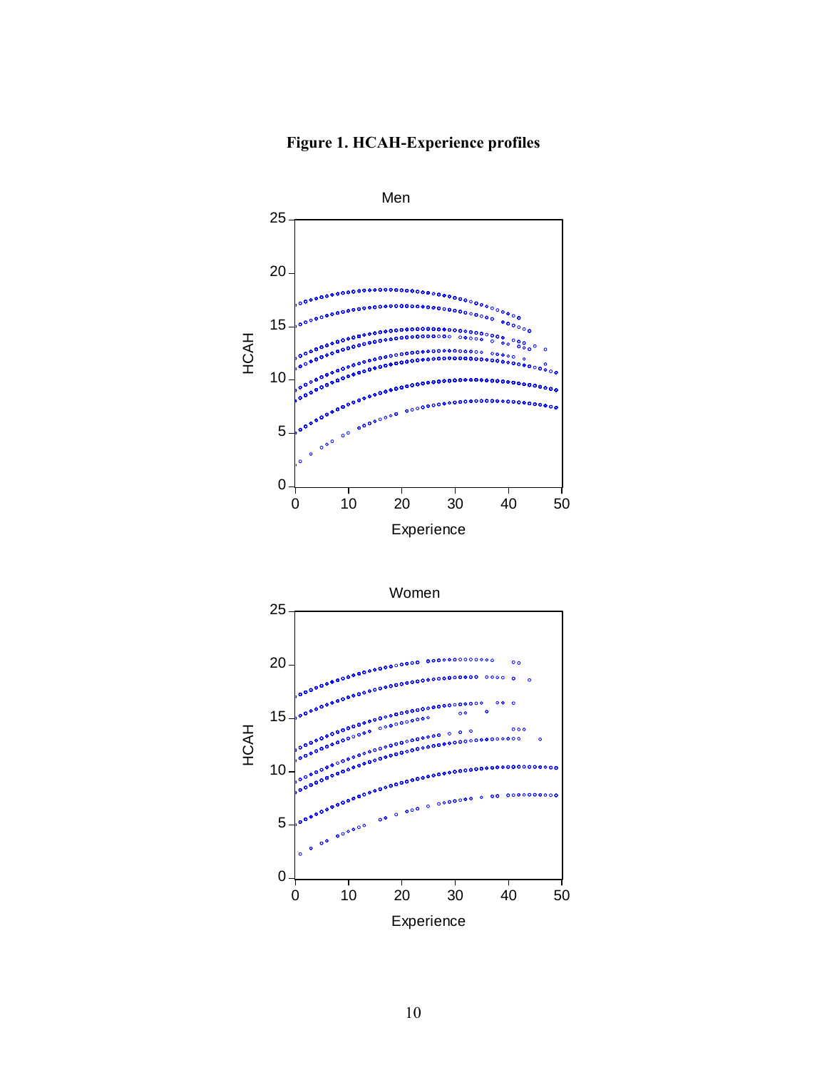**Figure 1. HCAH-Experience profiles**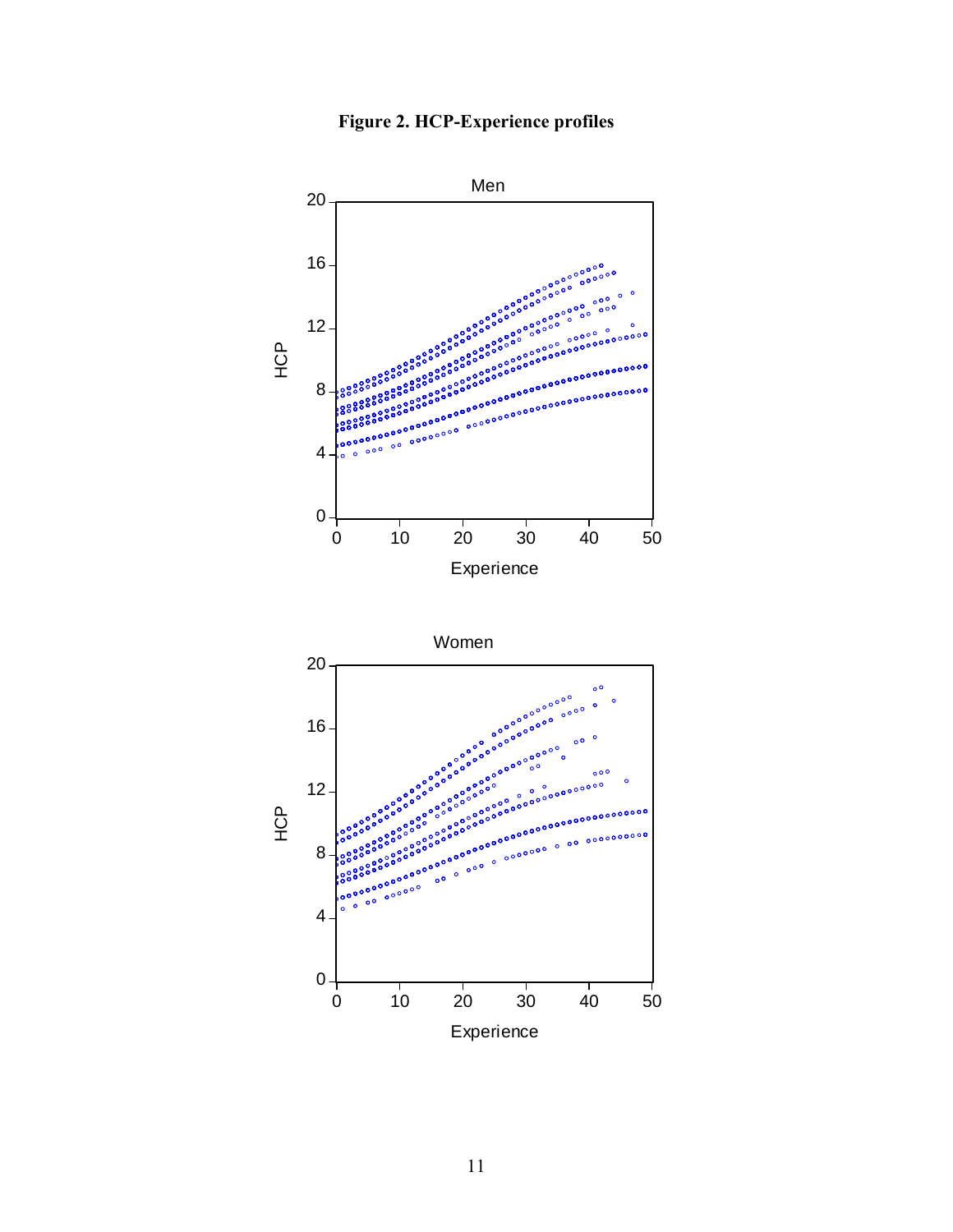**Figure 2. HCP-Experience profiles**

Men

20
16
12
8
4
0

HCP

0 10 20 30 40 50

Experience

Women

20
16
12
8
4
0

HCP

0 10 20 30 40 50

Experience